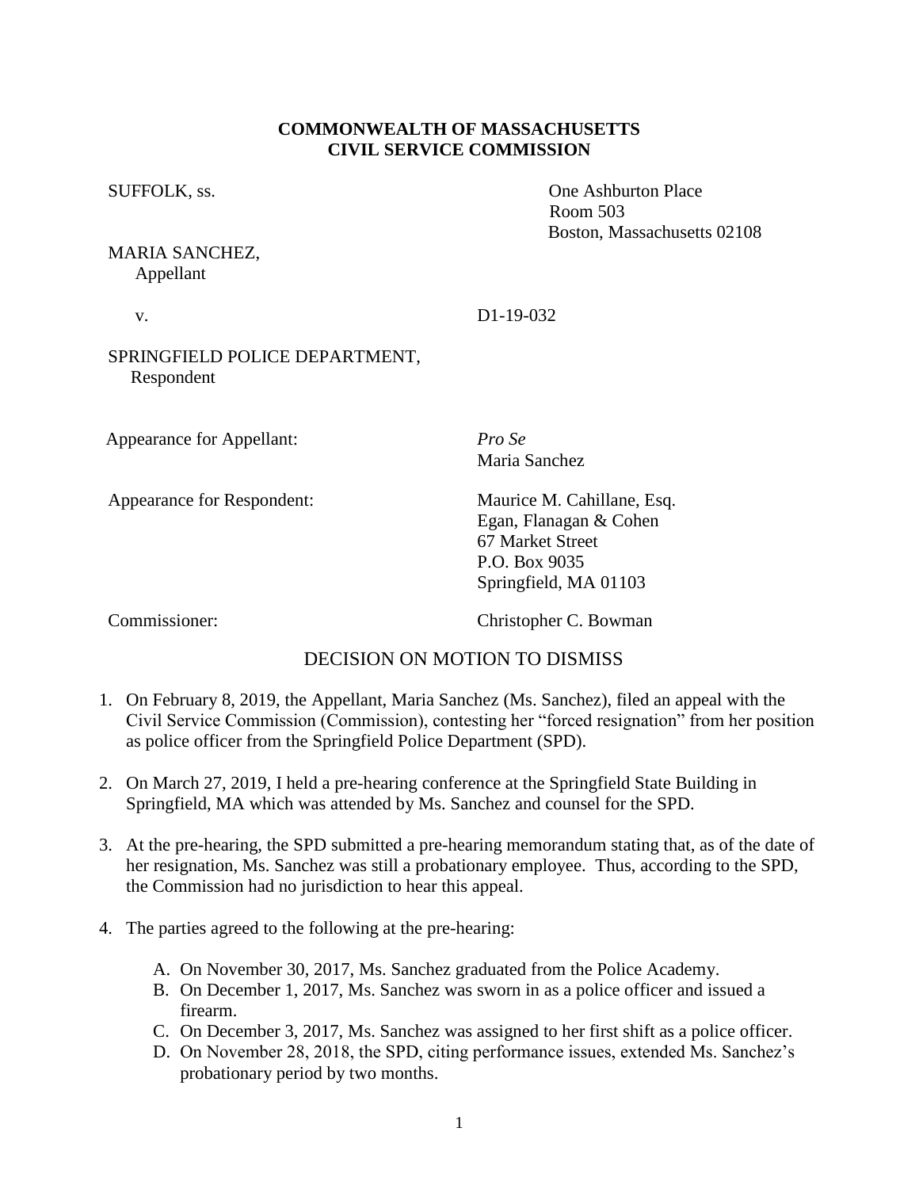**COMMONWEALTH OF MASSACHUSETTS**
**CIVIL SERVICE COMMISSION**

SUFFOLK, ss.

One Ashburton Place
Room 503
Boston, Massachusetts 02108

MARIA SANCHEZ,
Appellant

v. D1-19-032

SPRINGFIELD POLICE DEPARTMENT,
Respondent

Appearance for Appellant: *Pro Se*
Maria Sanchez

Appearance for Respondent: Maurice M. Cahillane, Esq.
Egan, Flanagan & Cohen
67 Market Street
P.O. Box 9035
Springfield, MA 01103

Commissioner: Christopher C. Bowman

## DECISION ON MOTION TO DISMISS

1. On February 8, 2019, the Appellant, Maria Sanchez (Ms. Sanchez), filed an appeal with the Civil Service Commission (Commission), contesting her "forced resignation" from her position as police officer from the Springfield Police Department (SPD).

2. On March 27, 2019, I held a pre-hearing conference at the Springfield State Building in Springfield, MA which was attended by Ms. Sanchez and counsel for the SPD.

3. At the pre-hearing, the SPD submitted a pre-hearing memorandum stating that, as of the date of her resignation, Ms. Sanchez was still a probationary employee. Thus, according to the SPD, the Commission had no jurisdiction to hear this appeal.

4. The parties agreed to the following at the pre-hearing:

   A. On November 30, 2017, Ms. Sanchez graduated from the Police Academy.
   B. On December 1, 2017, Ms. Sanchez was sworn in as a police officer and issued a firearm.
   C. On December 3, 2017, Ms. Sanchez was assigned to her first shift as a police officer.
   D. On November 28, 2018, the SPD, citing performance issues, extended Ms. Sanchez's probationary period by two months.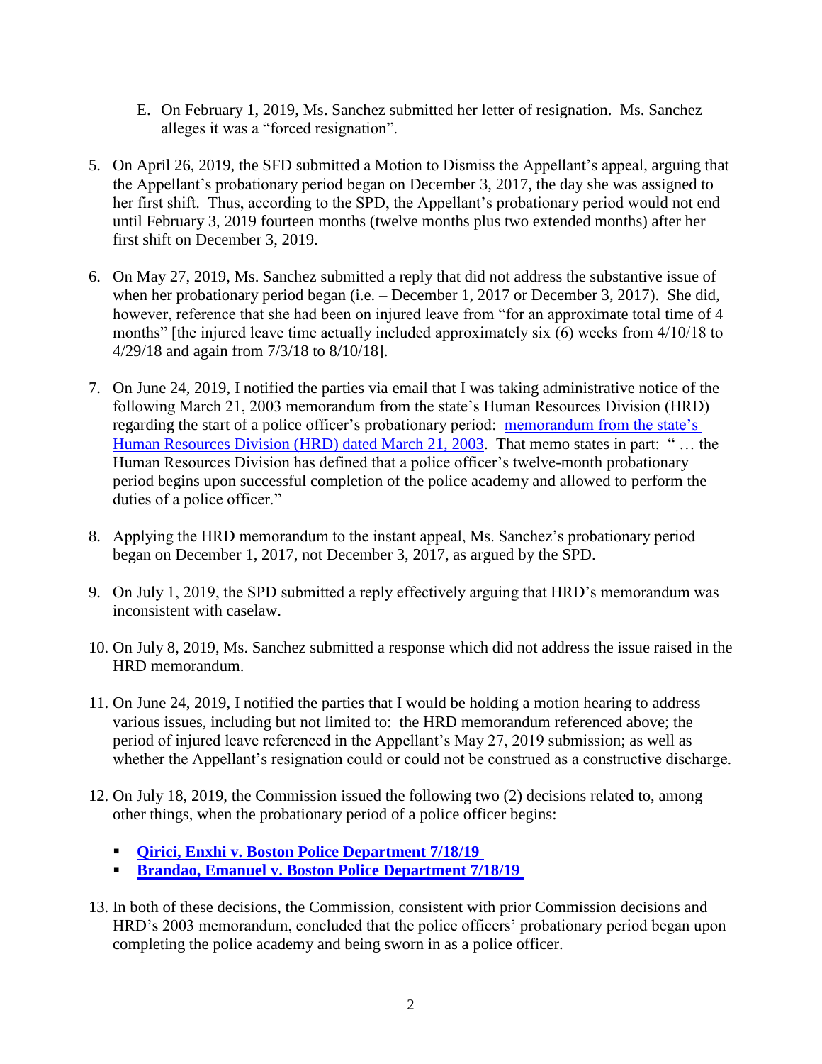E. On February 1, 2019, Ms. Sanchez submitted her letter of resignation. Ms. Sanchez alleges it was a "forced resignation".

5. On April 26, 2019, the SFD submitted a Motion to Dismiss the Appellant's appeal, arguing that the Appellant's probationary period began on December 3, 2017, the day she was assigned to her first shift. Thus, according to the SPD, the Appellant's probationary period would not end until February 3, 2019 fourteen months (twelve months plus two extended months) after her first shift on December 3, 2019.

6. On May 27, 2019, Ms. Sanchez submitted a reply that did not address the substantive issue of when her probationary period began (i.e. – December 1, 2017 or December 3, 2017). She did, however, reference that she had been on injured leave from "for an approximate total time of 4 months" [the injured leave time actually included approximately six (6) weeks from 4/10/18 to 4/29/18 and again from 7/3/18 to 8/10/18].

7. On June 24, 2019, I notified the parties via email that I was taking administrative notice of the following March 21, 2003 memorandum from the state's Human Resources Division (HRD) regarding the start of a police officer's probationary period: memorandum from the state's Human Resources Division (HRD) dated March 21, 2003. That memo states in part: " … the Human Resources Division has defined that a police officer's twelve-month probationary period begins upon successful completion of the police academy and allowed to perform the duties of a police officer."

8. Applying the HRD memorandum to the instant appeal, Ms. Sanchez's probationary period began on December 1, 2017, not December 3, 2017, as argued by the SPD.

9. On July 1, 2019, the SPD submitted a reply effectively arguing that HRD's memorandum was inconsistent with caselaw.

10. On July 8, 2019, Ms. Sanchez submitted a response which did not address the issue raised in the HRD memorandum.

11. On June 24, 2019, I notified the parties that I would be holding a motion hearing to address various issues, including but not limited to: the HRD memorandum referenced above; the period of injured leave referenced in the Appellant's May 27, 2019 submission; as well as whether the Appellant's resignation could or could not be construed as a constructive discharge.

12. On July 18, 2019, the Commission issued the following two (2) decisions related to, among other things, when the probationary period of a police officer begins:

    - **Qirici, Enxhi v. Boston Police Department 7/18/19**
    - **Brandao, Emanuel v. Boston Police Department 7/18/19**

13. In both of these decisions, the Commission, consistent with prior Commission decisions and HRD's 2003 memorandum, concluded that the police officers' probationary period began upon completing the police academy and being sworn in as a police officer.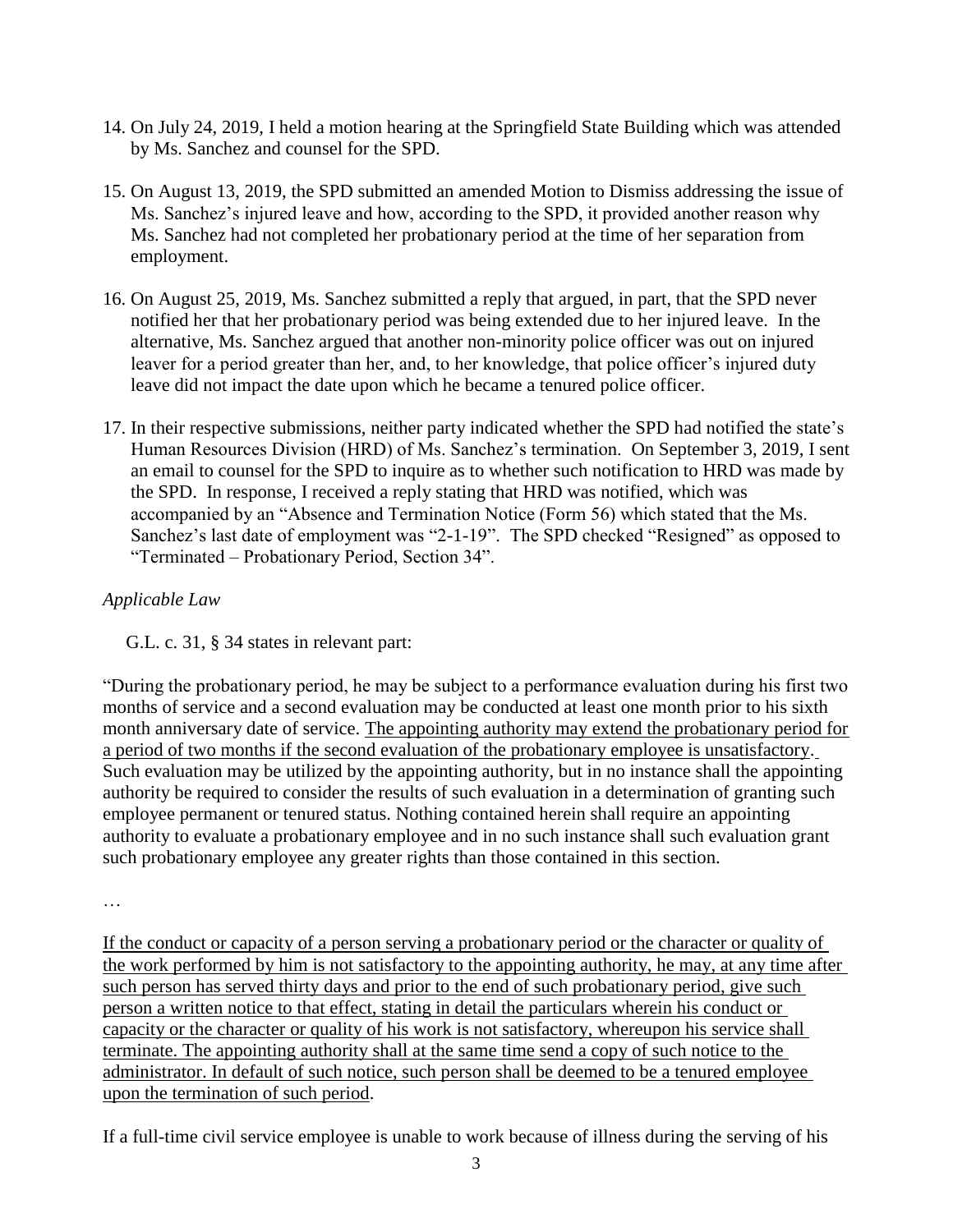14. On July 24, 2019, I held a motion hearing at the Springfield State Building which was attended by Ms. Sanchez and counsel for the SPD.

15. On August 13, 2019, the SPD submitted an amended Motion to Dismiss addressing the issue of Ms. Sanchez's injured leave and how, according to the SPD, it provided another reason why Ms. Sanchez had not completed her probationary period at the time of her separation from employment.

16. On August 25, 2019, Ms. Sanchez submitted a reply that argued, in part, that the SPD never notified her that her probationary period was being extended due to her injured leave. In the alternative, Ms. Sanchez argued that another non-minority police officer was out on injured leaver for a period greater than her, and, to her knowledge, that police officer's injured duty leave did not impact the date upon which he became a tenured police officer.

17. In their respective submissions, neither party indicated whether the SPD had notified the state's Human Resources Division (HRD) of Ms. Sanchez's termination. On September 3, 2019, I sent an email to counsel for the SPD to inquire as to whether such notification to HRD was made by the SPD. In response, I received a reply stating that HRD was notified, which was accompanied by an "Absence and Termination Notice (Form 56) which stated that the Ms. Sanchez's last date of employment was "2-1-19". The SPD checked "Resigned" as opposed to "Terminated – Probationary Period, Section 34".

*Applicable Law*

G.L. c. 31, § 34 states in relevant part:

"During the probationary period, he may be subject to a performance evaluation during his first two months of service and a second evaluation may be conducted at least one month prior to his sixth month anniversary date of service. <u>The appointing authority may extend the probationary period for a period of two months if the second evaluation of the probationary employee is unsatisfactory.</u> Such evaluation may be utilized by the appointing authority, but in no instance shall the appointing authority be required to consider the results of such evaluation in a determination of granting such employee permanent or tenured status. Nothing contained herein shall require an appointing authority to evaluate a probationary employee and in no such instance shall such evaluation grant such probationary employee any greater rights than those contained in this section.

…

<u>If the conduct or capacity of a person serving a probationary period or the character or quality of the work performed by him is not satisfactory to the appointing authority, he may, at any time after such person has served thirty days and prior to the end of such probationary period, give such person a written notice to that effect, stating in detail the particulars wherein his conduct or capacity or the character or quality of his work is not satisfactory, whereupon his service shall terminate. The appointing authority shall at the same time send a copy of such notice to the administrator. In default of such notice, such person shall be deemed to be a tenured employee upon the termination of such period</u>.

If a full-time civil service employee is unable to work because of illness during the serving of his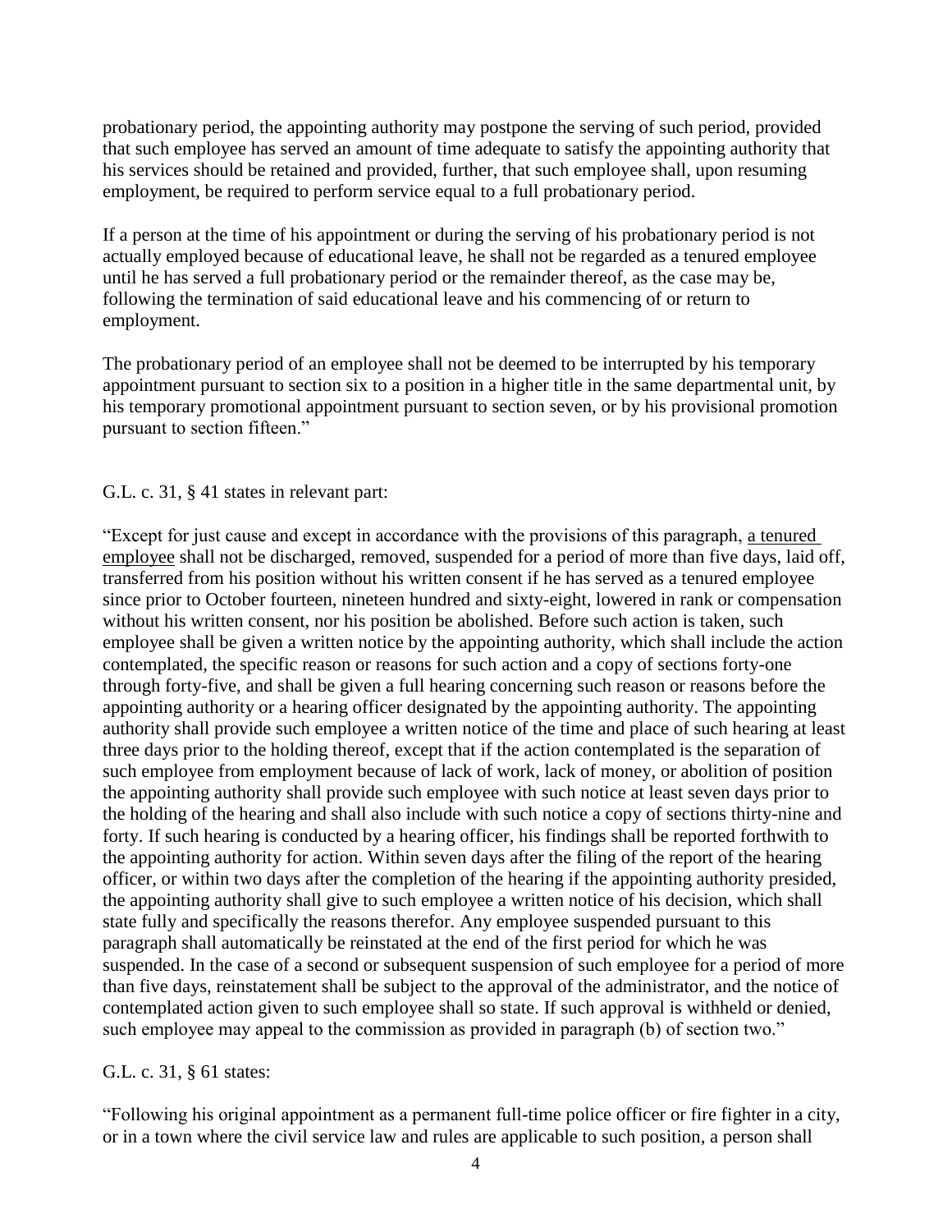probationary period, the appointing authority may postpone the serving of such period, provided that such employee has served an amount of time adequate to satisfy the appointing authority that his services should be retained and provided, further, that such employee shall, upon resuming employment, be required to perform service equal to a full probationary period.

If a person at the time of his appointment or during the serving of his probationary period is not actually employed because of educational leave, he shall not be regarded as a tenured employee until he has served a full probationary period or the remainder thereof, as the case may be, following the termination of said educational leave and his commencing of or return to employment.

The probationary period of an employee shall not be deemed to be interrupted by his temporary appointment pursuant to section six to a position in a higher title in the same departmental unit, by his temporary promotional appointment pursuant to section seven, or by his provisional promotion pursuant to section fifteen."

G.L. c. 31, § 41 states in relevant part:

"Except for just cause and except in accordance with the provisions of this paragraph, <u>a tenured employee</u> shall not be discharged, removed, suspended for a period of more than five days, laid off, transferred from his position without his written consent if he has served as a tenured employee since prior to October fourteen, nineteen hundred and sixty-eight, lowered in rank or compensation without his written consent, nor his position be abolished. Before such action is taken, such employee shall be given a written notice by the appointing authority, which shall include the action contemplated, the specific reason or reasons for such action and a copy of sections forty-one through forty-five, and shall be given a full hearing concerning such reason or reasons before the appointing authority or a hearing officer designated by the appointing authority. The appointing authority shall provide such employee a written notice of the time and place of such hearing at least three days prior to the holding thereof, except that if the action contemplated is the separation of such employee from employment because of lack of work, lack of money, or abolition of position the appointing authority shall provide such employee with such notice at least seven days prior to the holding of the hearing and shall also include with such notice a copy of sections thirty-nine and forty. If such hearing is conducted by a hearing officer, his findings shall be reported forthwith to the appointing authority for action. Within seven days after the filing of the report of the hearing officer, or within two days after the completion of the hearing if the appointing authority presided, the appointing authority shall give to such employee a written notice of his decision, which shall state fully and specifically the reasons therefor. Any employee suspended pursuant to this paragraph shall automatically be reinstated at the end of the first period for which he was suspended. In the case of a second or subsequent suspension of such employee for a period of more than five days, reinstatement shall be subject to the approval of the administrator, and the notice of contemplated action given to such employee shall so state. If such approval is withheld or denied, such employee may appeal to the commission as provided in paragraph (b) of section two."

G.L. c. 31, § 61 states:

"Following his original appointment as a permanent full-time police officer or fire fighter in a city, or in a town where the civil service law and rules are applicable to such position, a person shall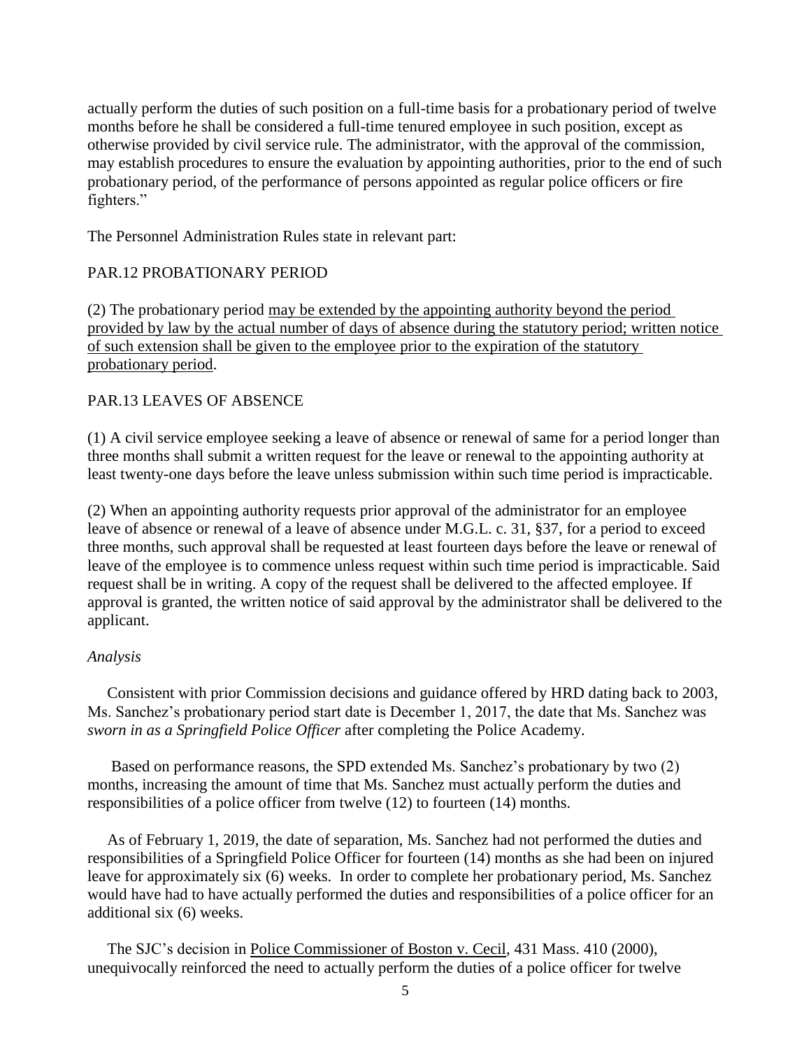actually perform the duties of such position on a full-time basis for a probationary period of twelve months before he shall be considered a full-time tenured employee in such position, except as otherwise provided by civil service rule. The administrator, with the approval of the commission, may establish procedures to ensure the evaluation by appointing authorities, prior to the end of such probationary period, of the performance of persons appointed as regular police officers or fire fighters."

The Personnel Administration Rules state in relevant part:

PAR.12 PROBATIONARY PERIOD

(2) The probationary period <u>may be extended by the appointing authority beyond the period provided by law by the actual number of days of absence during the statutory period; written notice of such extension shall be given to the employee prior to the expiration of the statutory probationary period</u>.

PAR.13 LEAVES OF ABSENCE

(1) A civil service employee seeking a leave of absence or renewal of same for a period longer than three months shall submit a written request for the leave or renewal to the appointing authority at least twenty-one days before the leave unless submission within such time period is impracticable.

(2) When an appointing authority requests prior approval of the administrator for an employee leave of absence or renewal of a leave of absence under M.G.L. c. 31, §37, for a period to exceed three months, such approval shall be requested at least fourteen days before the leave or renewal of leave of the employee is to commence unless request within such time period is impracticable. Said request shall be in writing. A copy of the request shall be delivered to the affected employee. If approval is granted, the written notice of said approval by the administrator shall be delivered to the applicant.

*Analysis*

Consistent with prior Commission decisions and guidance offered by HRD dating back to 2003, Ms. Sanchez's probationary period start date is December 1, 2017, the date that Ms. Sanchez was *sworn in as a Springfield Police Officer* after completing the Police Academy.

Based on performance reasons, the SPD extended Ms. Sanchez's probationary by two (2) months, increasing the amount of time that Ms. Sanchez must actually perform the duties and responsibilities of a police officer from twelve (12) to fourteen (14) months.

As of February 1, 2019, the date of separation, Ms. Sanchez had not performed the duties and responsibilities of a Springfield Police Officer for fourteen (14) months as she had been on injured leave for approximately six (6) weeks. In order to complete her probationary period, Ms. Sanchez would have had to have actually performed the duties and responsibilities of a police officer for an additional six (6) weeks.

The SJC's decision in <u>Police Commissioner of Boston v. Cecil</u>, 431 Mass. 410 (2000), unequivocally reinforced the need to actually perform the duties of a police officer for twelve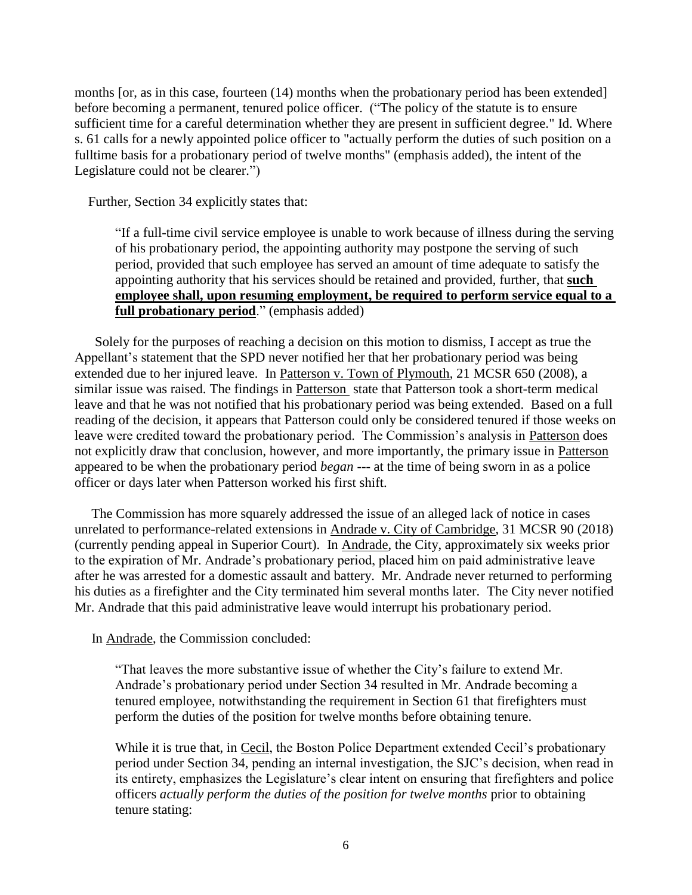months [or, as in this case, fourteen (14) months when the probationary period has been extended] before becoming a permanent, tenured police officer. ("The policy of the statute is to ensure sufficient time for a careful determination whether they are present in sufficient degree." Id. Where s. 61 calls for a newly appointed police officer to "actually perform the duties of such position on a fulltime basis for a probationary period of twelve months" (emphasis added), the intent of the Legislature could not be clearer.")

Further, Section 34 explicitly states that:

> "If a full-time civil service employee is unable to work because of illness during the serving of his probationary period, the appointing authority may postpone the serving of such period, provided that such employee has served an amount of time adequate to satisfy the appointing authority that his services should be retained and provided, further, that **such employee shall, upon resuming employment, be required to perform service equal to a full probationary period**." (emphasis added)

Solely for the purposes of reaching a decision on this motion to dismiss, I accept as true the Appellant's statement that the SPD never notified her that her probationary period was being extended due to her injured leave. In Patterson v. Town of Plymouth, 21 MCSR 650 (2008), a similar issue was raised. The findings in Patterson state that Patterson took a short-term medical leave and that he was not notified that his probationary period was being extended. Based on a full reading of the decision, it appears that Patterson could only be considered tenured if those weeks on leave were credited toward the probationary period. The Commission's analysis in Patterson does not explicitly draw that conclusion, however, and more importantly, the primary issue in Patterson appeared to be when the probationary period *began* --- at the time of being sworn in as a police officer or days later when Patterson worked his first shift.

The Commission has more squarely addressed the issue of an alleged lack of notice in cases unrelated to performance-related extensions in Andrade v. City of Cambridge, 31 MCSR 90 (2018) (currently pending appeal in Superior Court). In Andrade, the City, approximately six weeks prior to the expiration of Mr. Andrade's probationary period, placed him on paid administrative leave after he was arrested for a domestic assault and battery. Mr. Andrade never returned to performing his duties as a firefighter and the City terminated him several months later. The City never notified Mr. Andrade that this paid administrative leave would interrupt his probationary period.

In Andrade, the Commission concluded:

> "That leaves the more substantive issue of whether the City's failure to extend Mr. Andrade's probationary period under Section 34 resulted in Mr. Andrade becoming a tenured employee, notwithstanding the requirement in Section 61 that firefighters must perform the duties of the position for twelve months before obtaining tenure.
>
> While it is true that, in Cecil, the Boston Police Department extended Cecil's probationary period under Section 34, pending an internal investigation, the SJC's decision, when read in its entirety, emphasizes the Legislature's clear intent on ensuring that firefighters and police officers *actually perform the duties of the position for twelve months* prior to obtaining tenure stating: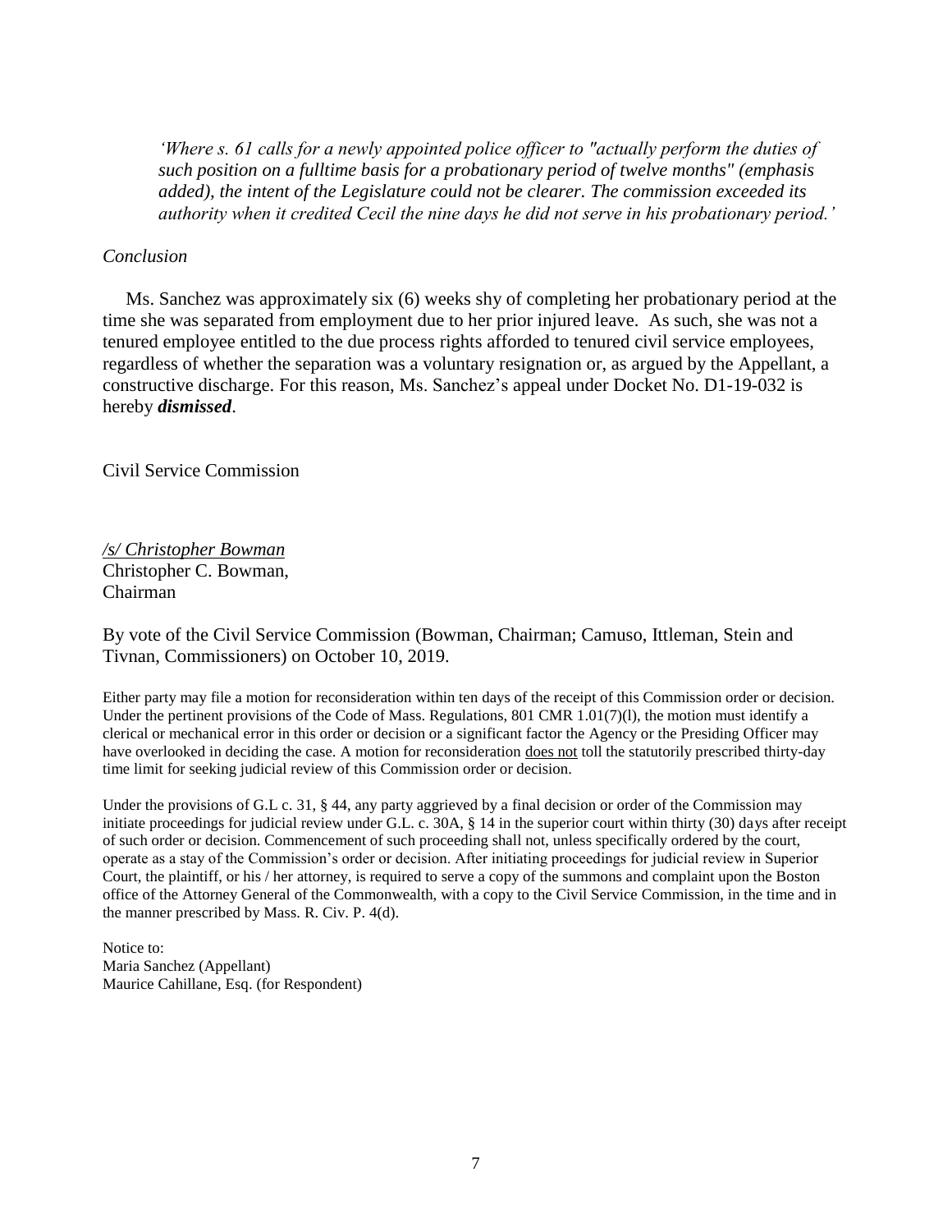*'Where s. 61 calls for a newly appointed police officer to "actually perform the duties of such position on a fulltime basis for a probationary period of twelve months" (emphasis added), the intent of the Legislature could not be clearer. The commission exceeded its authority when it credited Cecil the nine days he did not serve in his probationary period.'*

*Conclusion*

Ms. Sanchez was approximately six (6) weeks shy of completing her probationary period at the time she was separated from employment due to her prior injured leave. As such, she was not a tenured employee entitled to the due process rights afforded to tenured civil service employees, regardless of whether the separation was a voluntary resignation or, as argued by the Appellant, a constructive discharge. For this reason, Ms. Sanchez's appeal under Docket No. D1-19-032 is hereby ***dismissed***.

Civil Service Commission

*/s/ Christopher Bowman*
Christopher C. Bowman,
Chairman

By vote of the Civil Service Commission (Bowman, Chairman; Camuso, Ittleman, Stein and Tivnan, Commissioners) on October 10, 2019.

Either party may file a motion for reconsideration within ten days of the receipt of this Commission order or decision. Under the pertinent provisions of the Code of Mass. Regulations, 801 CMR 1.01(7)(l), the motion must identify a clerical or mechanical error in this order or decision or a significant factor the Agency or the Presiding Officer may have overlooked in deciding the case. A motion for reconsideration does not toll the statutorily prescribed thirty-day time limit for seeking judicial review of this Commission order or decision.

Under the provisions of G.L c. 31, § 44, any party aggrieved by a final decision or order of the Commission may initiate proceedings for judicial review under G.L. c. 30A, § 14 in the superior court within thirty (30) days after receipt of such order or decision. Commencement of such proceeding shall not, unless specifically ordered by the court, operate as a stay of the Commission's order or decision. After initiating proceedings for judicial review in Superior Court, the plaintiff, or his / her attorney, is required to serve a copy of the summons and complaint upon the Boston office of the Attorney General of the Commonwealth, with a copy to the Civil Service Commission, in the time and in the manner prescribed by Mass. R. Civ. P. 4(d).

Notice to:
Maria Sanchez (Appellant)
Maurice Cahillane, Esq. (for Respondent)